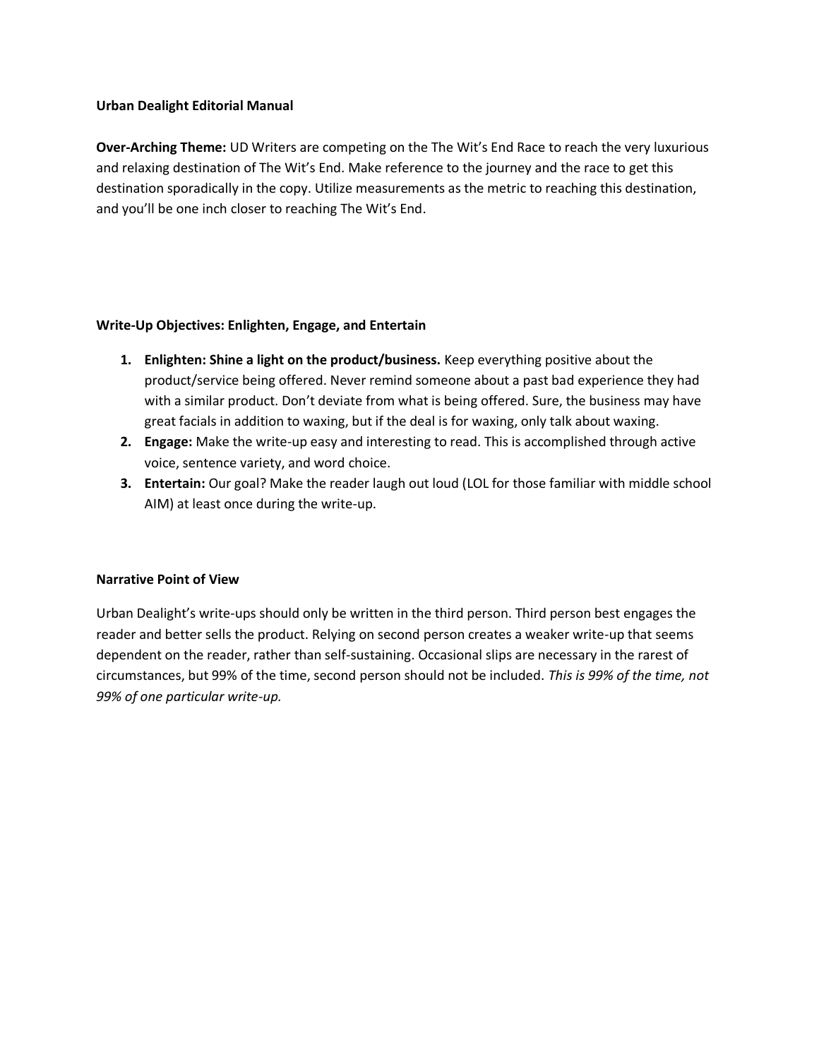**Urban Dealight Editorial Manual**

**Over-Arching Theme:** UD Writers are competing on the The Wit's End Race to reach the very luxurious and relaxing destination of The Wit's End. Make reference to the journey and the race to get this destination sporadically in the copy. Utilize measurements as the metric to reaching this destination, and you'll be one inch closer to reaching The Wit's End.

**Write-Up Objectives: Enlighten, Engage, and Entertain**

1. **Enlighten: Shine a light on the product/business.** Keep everything positive about the product/service being offered. Never remind someone about a past bad experience they had with a similar product. Don't deviate from what is being offered. Sure, the business may have great facials in addition to waxing, but if the deal is for waxing, only talk about waxing.
2. **Engage:** Make the write-up easy and interesting to read. This is accomplished through active voice, sentence variety, and word choice.
3. **Entertain:** Our goal? Make the reader laugh out loud (LOL for those familiar with middle school AIM) at least once during the write-up.

**Narrative Point of View**

Urban Dealight's write-ups should only be written in the third person. Third person best engages the reader and better sells the product. Relying on second person creates a weaker write-up that seems dependent on the reader, rather than self-sustaining. Occasional slips are necessary in the rarest of circumstances, but 99% of the time, second person should not be included. *This is 99% of the time, not 99% of one particular write-up.*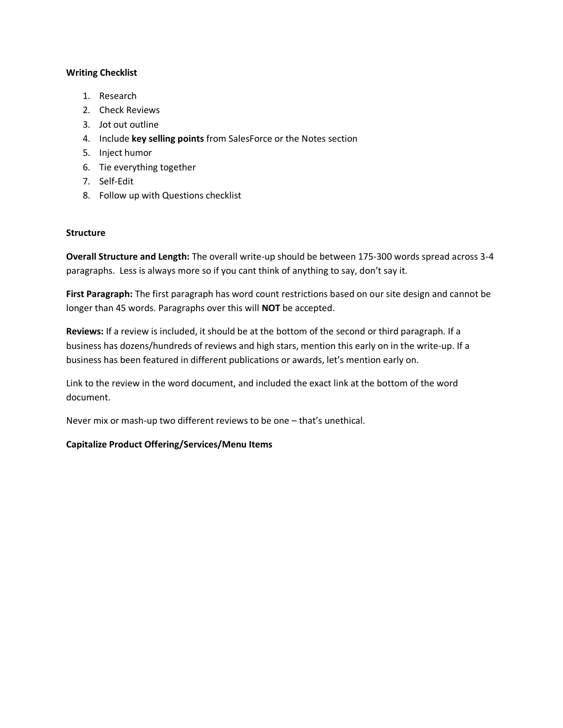**Writing Checklist**

1. Research
2. Check Reviews
3. Jot out outline
4. Include **key selling points** from SalesForce or the Notes section
5. Inject humor
6. Tie everything together
7. Self-Edit
8. Follow up with Questions checklist

**Structure**

**Overall Structure and Length:** The overall write-up should be between 175-300 words spread across 3-4 paragraphs. Less is always more so if you cant think of anything to say, don't say it.

**First Paragraph:** The first paragraph has word count restrictions based on our site design and cannot be longer than 45 words. Paragraphs over this will **NOT** be accepted.

**Reviews:** If a review is included, it should be at the bottom of the second or third paragraph. If a business has dozens/hundreds of reviews and high stars, mention this early on in the write-up. If a business has been featured in different publications or awards, let's mention early on.

Link to the review in the word document, and included the exact link at the bottom of the word document.

Never mix or mash-up two different reviews to be one – that's unethical.

**Capitalize Product Offering/Services/Menu Items**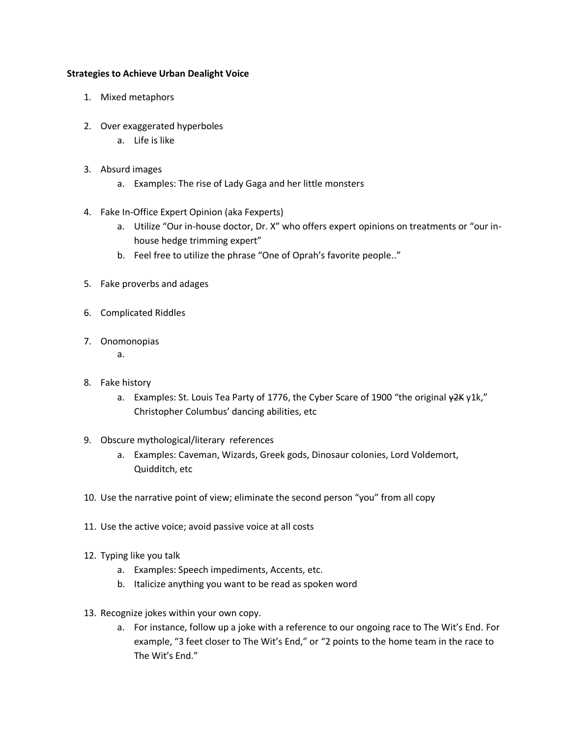**Strategies to Achieve Urban Dealight Voice**

1. Mixed metaphors

2. Over exaggerated hyperboles
    a. Life is like

3. Absurd images
    a. Examples: The rise of Lady Gaga and her little monsters

4. Fake In-Office Expert Opinion (aka Fexperts)
    a. Utilize "Our in-house doctor, Dr. X" who offers expert opinions on treatments or "our in-house hedge trimming expert"
    b. Feel free to utilize the phrase "One of Oprah's favorite people.."

5. Fake proverbs and adages

6. Complicated Riddles

7. Onomonopias
    a.

8. Fake history
    a. Examples: St. Louis Tea Party of 1776, the Cyber Scare of 1900 "the original ~~y2K~~ y1k," Christopher Columbus' dancing abilities, etc

9. Obscure mythological/literary references
    a. Examples: Caveman, Wizards, Greek gods, Dinosaur colonies, Lord Voldemort, Quidditch, etc

10. Use the narrative point of view; eliminate the second person "you" from all copy

11. Use the active voice; avoid passive voice at all costs

12. Typing like you talk
    a. Examples: Speech impediments, Accents, etc.
    b. Italicize anything you want to be read as spoken word

13. Recognize jokes within your own copy.
    a. For instance, follow up a joke with a reference to our ongoing race to The Wit's End. For example, "3 feet closer to The Wit's End," or "2 points to the home team in the race to The Wit's End."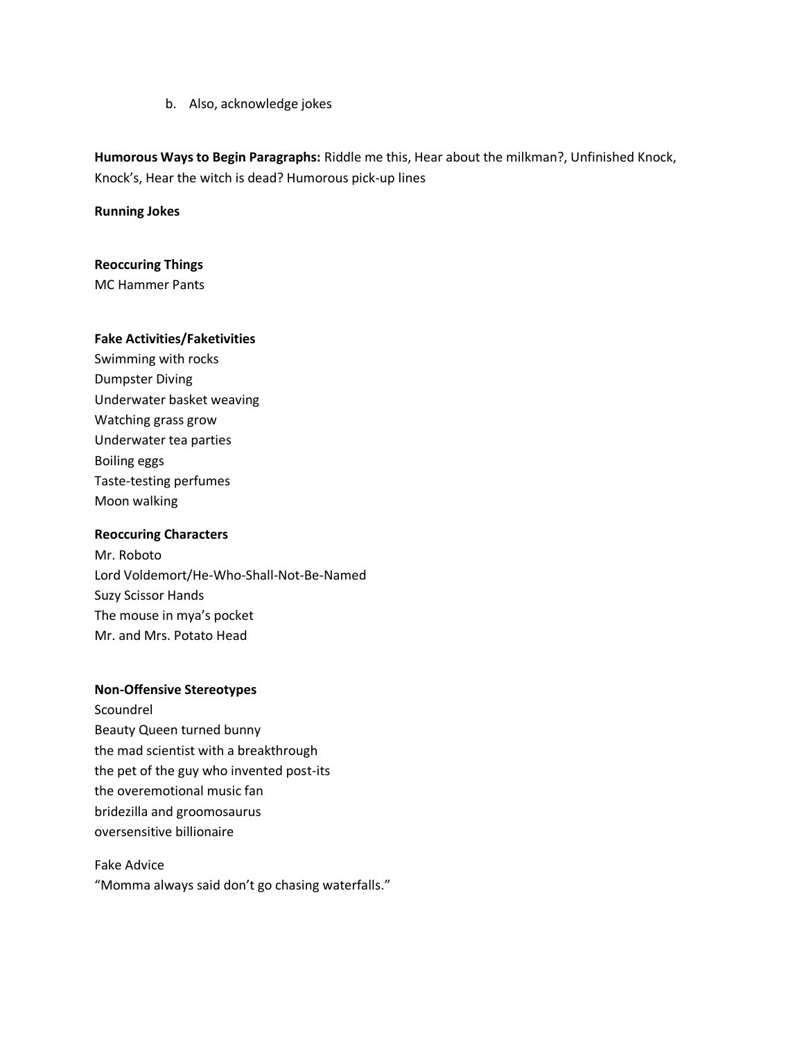b. Also, acknowledge jokes

**Humorous Ways to Begin Paragraphs:** Riddle me this, Hear about the milkman?, Unfinished Knock, Knock's, Hear the witch is dead? Humorous pick-up lines

**Running Jokes**

**Reoccuring Things**

MC Hammer Pants

**Fake Activities/Faketivities**

Swimming with rocks
Dumpster Diving
Underwater basket weaving
Watching grass grow
Underwater tea parties
Boiling eggs
Taste-testing perfumes
Moon walking

**Reoccuring Characters**

Mr. Roboto
Lord Voldemort/He-Who-Shall-Not-Be-Named
Suzy Scissor Hands
The mouse in mya's pocket
Mr. and Mrs. Potato Head

**Non-Offensive Stereotypes**

Scoundrel
Beauty Queen turned bunny
the mad scientist with a breakthrough
the pet of the guy who invented post-its
the overemotional music fan
bridezilla and groomosaurus
oversensitive billionaire

Fake Advice

"Momma always said don't go chasing waterfalls."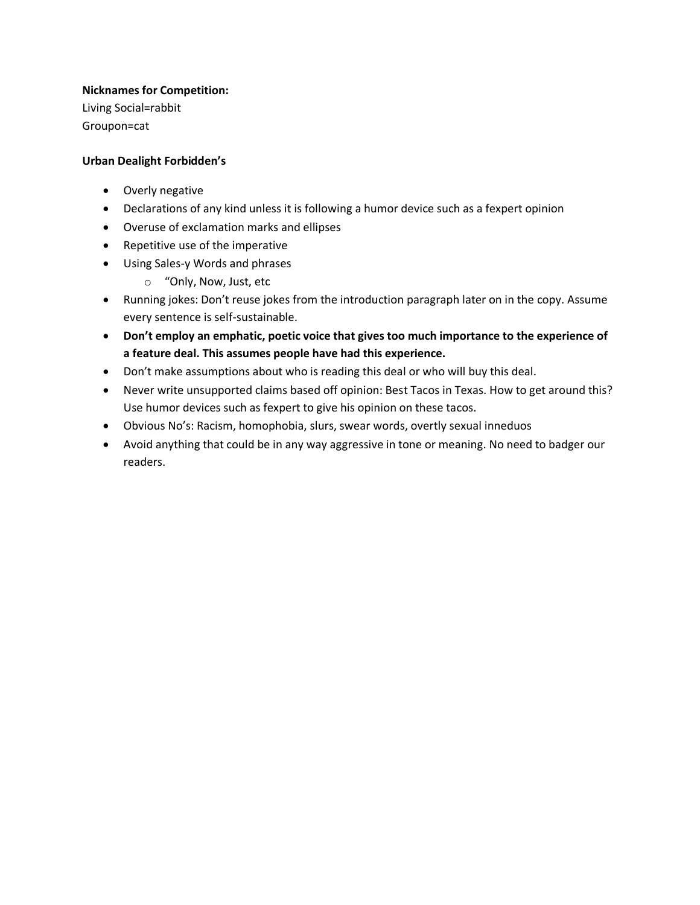**Nicknames for Competition:**
Living Social=rabbit
Groupon=cat

**Urban Dealight Forbidden's**

- Overly negative
- Declarations of any kind unless it is following a humor device such as a fexpert opinion
- Overuse of exclamation marks and ellipses
- Repetitive use of the imperative
- Using Sales-y Words and phrases
    - "Only, Now, Just, etc
- Running jokes: Don't reuse jokes from the introduction paragraph later on in the copy. Assume every sentence is self-sustainable.
- **Don't employ an emphatic, poetic voice that gives too much importance to the experience of a feature deal. This assumes people have had this experience.**
- Don't make assumptions about who is reading this deal or who will buy this deal.
- Never write unsupported claims based off opinion: Best Tacos in Texas. How to get around this? Use humor devices such as fexpert to give his opinion on these tacos.
- Obvious No's: Racism, homophobia, slurs, swear words, overtly sexual inneduos
- Avoid anything that could be in any way aggressive in tone or meaning. No need to badger our readers.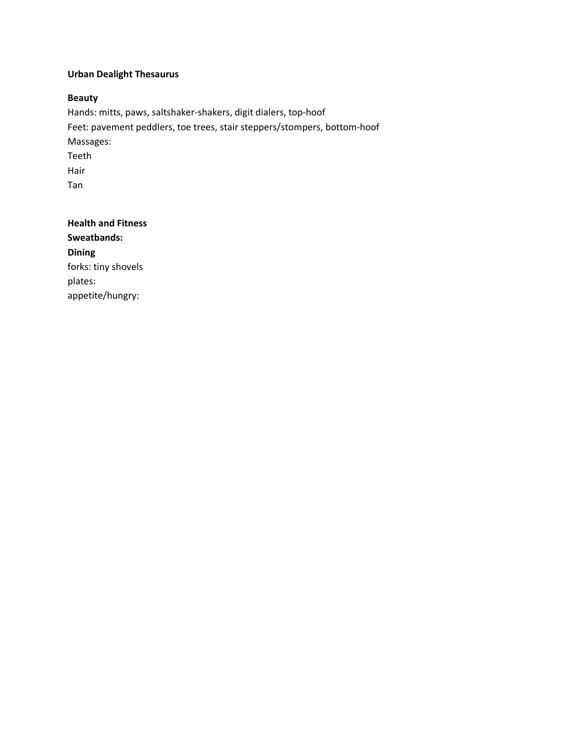**Urban Dealight Thesaurus**

**Beauty**

Hands: mitts, paws, saltshaker-shakers, digit dialers, top-hoof
Feet: pavement peddlers, toe trees, stair steppers/stompers, bottom-hoof
Massages:
Teeth
Hair
Tan

**Health and Fitness**
**Sweatbands:**
**Dining**
forks: tiny shovels
plates:
appetite/hungry: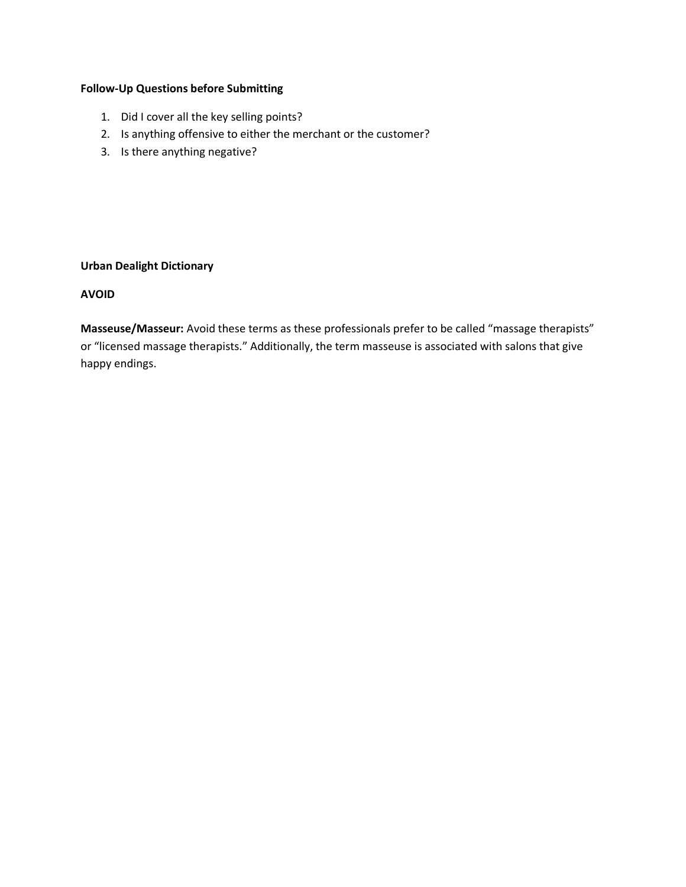**Follow-Up Questions before Submitting**

1. Did I cover all the key selling points?
2. Is anything offensive to either the merchant or the customer?
3. Is there anything negative?

**Urban Dealight Dictionary**

**AVOID**

**Masseuse/Masseur:** Avoid these terms as these professionals prefer to be called "massage therapists" or "licensed massage therapists." Additionally, the term masseuse is associated with salons that give happy endings.